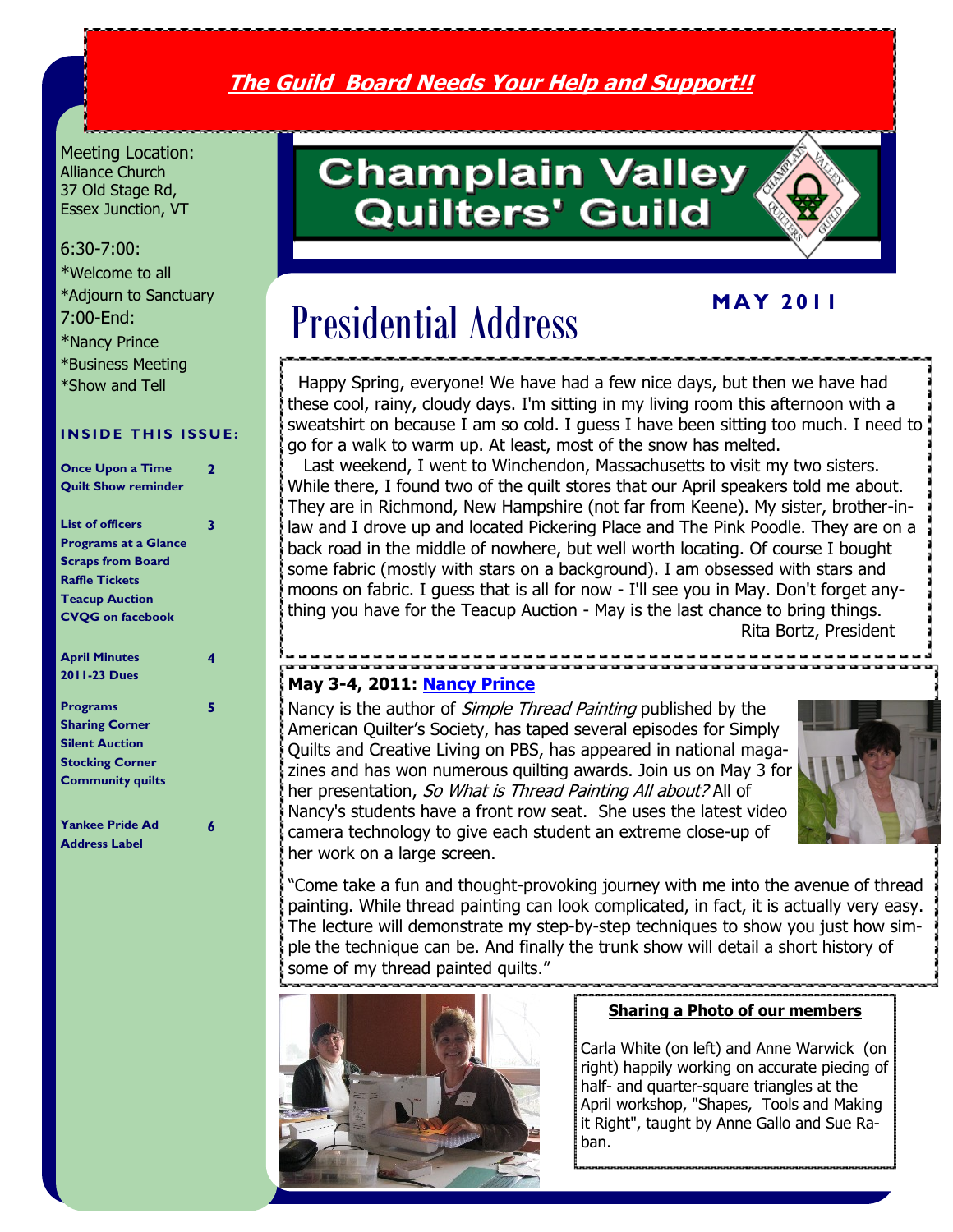***The Guild Board Needs Your Help and Support!!***

# Champlain Valley Quilters' Guild

**MAY 2011**

Meeting Location:
Alliance Church
37 Old Stage Rd,
Essex Junction, VT

6:30-7:00:
*Welcome to all
*Adjourn to Sanctuary
7:00-End:
*Nancy Prince
*Business Meeting
*Show and Tell

**INSIDE THIS ISSUE:**

| | |
|---|---|
| **Once Upon a Time** **Quilt Show reminder** | **2** |
| **List of officers** **Programs at a Glance** **Scraps from Board** **Raffle Tickets** **Teacup Auction** **CVQG on facebook** | **3** |
| **April Minutes** **2011-23 Dues** | **4** |
| **Programs** **Sharing Corner** **Silent Auction** **Stocking Corner** **Community quilts** | **5** |
| **Yankee Pride Ad** **Address Label** | **6** |

# Presidential Address

Happy Spring, everyone! We have had a few nice days, but then we have had these cool, rainy, cloudy days. I'm sitting in my living room this afternoon with a sweatshirt on because I am so cold. I guess I have been sitting too much. I need to go for a walk to warm up. At least, most of the snow has melted.

Last weekend, I went to Winchendon, Massachusetts to visit my two sisters. While there, I found two of the quilt stores that our April speakers told me about. They are in Richmond, New Hampshire (not far from Keene). My sister, brother-in-law and I drove up and located Pickering Place and The Pink Poodle. They are on a back road in the middle of nowhere, but well worth locating. Of course I bought some fabric (mostly with stars on a background). I am obsessed with stars and moons on fabric. I guess that is all for now - I'll see you in May. Don't forget anything you have for the Teacup Auction - May is the last chance to bring things.

Rita Bortz, President

**May 3-4, 2011: Nancy Prince**

Nancy is the author of *Simple Thread Painting* published by the American Quilter's Society, has taped several episodes for Simply Quilts and Creative Living on PBS, has appeared in national magazines and has won numerous quilting awards. Join us on May 3 for her presentation, *So What is Thread Painting All about?* All of Nancy's students have a front row seat. She uses the latest video camera technology to give each student an extreme close-up of her work on a large screen.

"Come take a fun and thought-provoking journey with me into the avenue of thread painting. While thread painting can look complicated, in fact, it is actually very easy. The lecture will demonstrate my step-by-step techniques to show you just how simple the technique can be. And finally the trunk show will detail a short history of some of my thread painted quilts."

**Sharing a Photo of our members**

Carla White (on left) and Anne Warwick (on right) happily working on accurate piecing of half- and quarter-square triangles at the April workshop, "Shapes, Tools and Making it Right", taught by Anne Gallo and Sue Raban.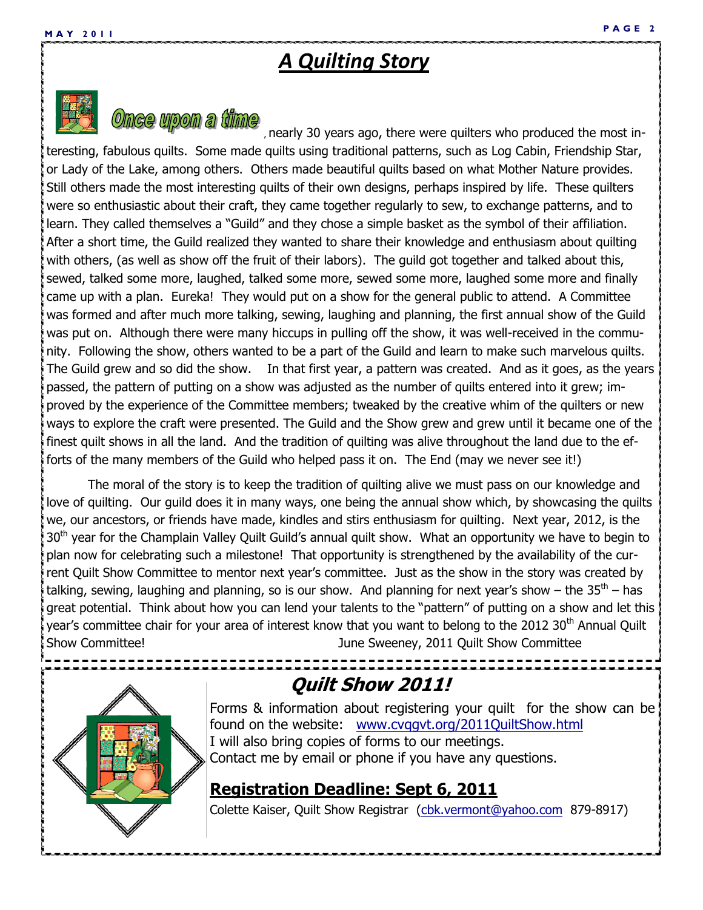# *A Quilting Story*

**Once upon a time**, nearly 30 years ago, there were quilters who produced the most interesting, fabulous quilts. Some made quilts using traditional patterns, such as Log Cabin, Friendship Star, or Lady of the Lake, among others. Others made beautiful quilts based on what Mother Nature provides. Still others made the most interesting quilts of their own designs, perhaps inspired by life. These quilters were so enthusiastic about their craft, they came together regularly to sew, to exchange patterns, and to learn. They called themselves a "Guild" and they chose a simple basket as the symbol of their affiliation. After a short time, the Guild realized they wanted to share their knowledge and enthusiasm about quilting with others, (as well as show off the fruit of their labors). The guild got together and talked about this, sewed, talked some more, laughed, talked some more, sewed some more, laughed some more and finally came up with a plan. Eureka! They would put on a show for the general public to attend. A Committee was formed and after much more talking, sewing, laughing and planning, the first annual show of the Guild was put on. Although there were many hiccups in pulling off the show, it was well-received in the community. Following the show, others wanted to be a part of the Guild and learn to make such marvelous quilts. The Guild grew and so did the show. In that first year, a pattern was created. And as it goes, as the years passed, the pattern of putting on a show was adjusted as the number of quilts entered into it grew; improved by the experience of the Committee members; tweaked by the creative whim of the quilters or new ways to explore the craft were presented. The Guild and the Show grew and grew until it became one of the finest quilt shows in all the land. And the tradition of quilting was alive throughout the land due to the efforts of the many members of the Guild who helped pass it on. The End (may we never see it!)

The moral of the story is to keep the tradition of quilting alive we must pass on our knowledge and love of quilting. Our guild does it in many ways, one being the annual show which, by showcasing the quilts we, our ancestors, or friends have made, kindles and stirs enthusiasm for quilting. Next year, 2012, is the 30th year for the Champlain Valley Quilt Guild's annual quilt show. What an opportunity we have to begin to plan now for celebrating such a milestone! That opportunity is strengthened by the availability of the current Quilt Show Committee to mentor next year's committee. Just as the show in the story was created by talking, sewing, laughing and planning, so is our show. And planning for next year's show – the 35th – has great potential. Think about how you can lend your talents to the "pattern" of putting on a show and let this year's committee chair for your area of interest know that you want to belong to the 2012 30th Annual Quilt Show Committee!

June Sweeney, 2011 Quilt Show Committee

## *Quilt Show 2011!*

Forms & information about registering your quilt for the show can be found on the website: www.cvqgvt.org/2011QuiltShow.html
I will also bring copies of forms to our meetings.
Contact me by email or phone if you have any questions.

### **Registration Deadline: Sept 6, 2011**

Colette Kaiser, Quilt Show Registrar (cbk.vermont@yahoo.com 879-8917)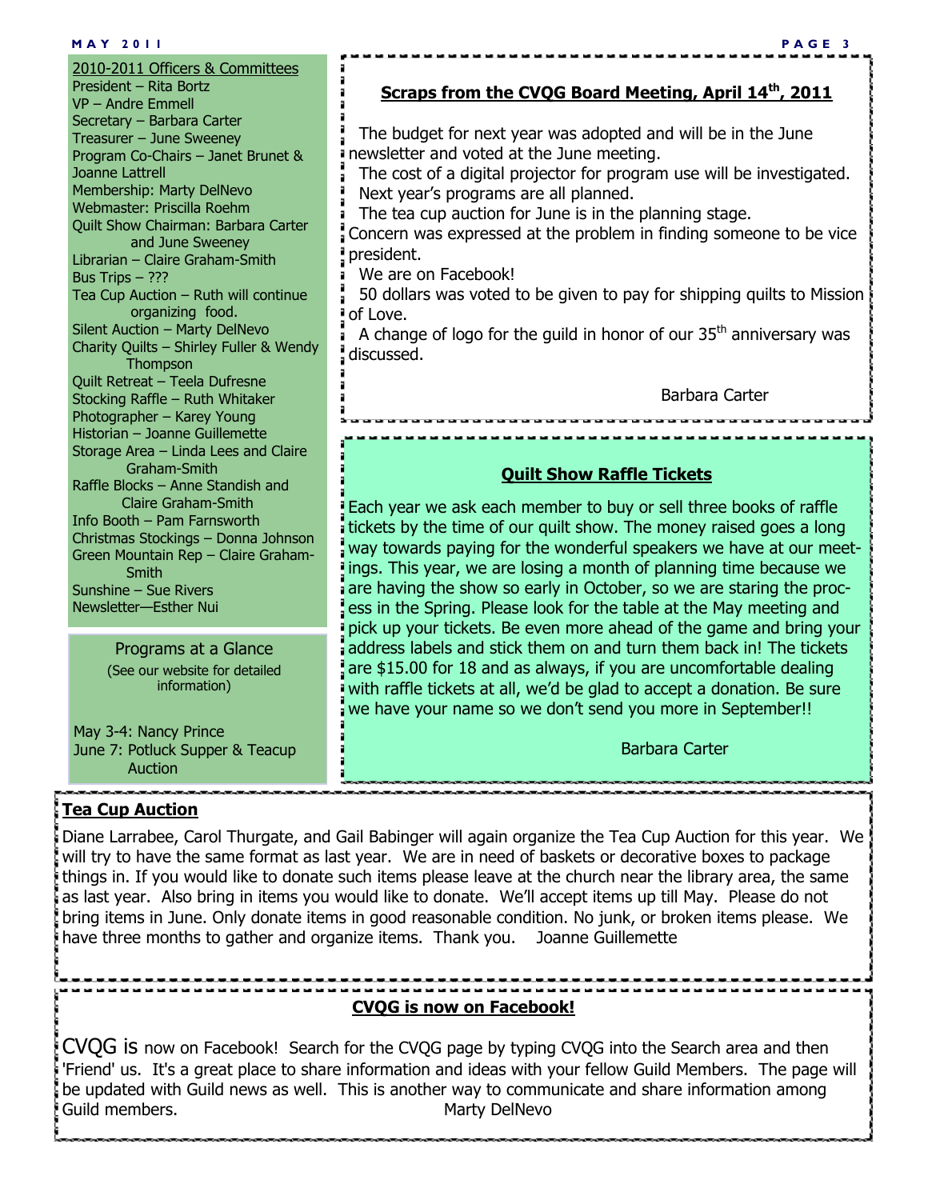2010-2011 Officers & Committees

President – Rita Bortz
VP – Andre Emmell
Secretary – Barbara Carter
Treasurer – June Sweeney
Program Co-Chairs – Janet Brunet & Joanne Lattrell
Membership: Marty DelNevo
Webmaster: Priscilla Roehm
Quilt Show Chairman: Barbara Carter and June Sweeney
Librarian – Claire Graham-Smith
Bus Trips – ???
Tea Cup Auction – Ruth will continue organizing food.
Silent Auction – Marty DelNevo
Charity Quilts – Shirley Fuller & Wendy Thompson
Quilt Retreat – Teela Dufresne
Stocking Raffle – Ruth Whitaker
Photographer – Karey Young
Historian – Joanne Guillemette
Storage Area – Linda Lees and Claire Graham-Smith
Raffle Blocks – Anne Standish and Claire Graham-Smith
Info Booth – Pam Farnsworth
Christmas Stockings – Donna Johnson
Green Mountain Rep – Claire Graham-Smith
Sunshine – Sue Rivers
Newsletter—Esther Nui

Programs at a Glance

(See our website for detailed information)

May 3-4: Nancy Prince
June 7: Potluck Supper & Teacup Auction

## Scraps from the CVQG Board Meeting, April 14th, 2011

The budget for next year was adopted and will be in the June newsletter and voted at the June meeting.

The cost of a digital projector for program use will be investigated.

Next year's programs are all planned.

The tea cup auction for June is in the planning stage.

Concern was expressed at the problem in finding someone to be vice president.

We are on Facebook!

50 dollars was voted to be given to pay for shipping quilts to Mission of Love.

A change of logo for the guild in honor of our 35th anniversary was discussed.

Barbara Carter

## Quilt Show Raffle Tickets

Each year we ask each member to buy or sell three books of raffle tickets by the time of our quilt show. The money raised goes a long way towards paying for the wonderful speakers we have at our meetings. This year, we are losing a month of planning time because we are having the show so early in October, so we are staring the process in the Spring. Please look for the table at the May meeting and pick up your tickets. Be even more ahead of the game and bring your address labels and stick them on and turn them back in! The tickets are $15.00 for 18 and as always, if you are uncomfortable dealing with raffle tickets at all, we'd be glad to accept a donation. Be sure we have your name so we don't send you more in September!!

Barbara Carter

## Tea Cup Auction

Diane Larrabee, Carol Thurgate, and Gail Babinger will again organize the Tea Cup Auction for this year. We will try to have the same format as last year. We are in need of baskets or decorative boxes to package things in. If you would like to donate such items please leave at the church near the library area, the same as last year. Also bring in items you would like to donate. We'll accept items up till May. Please do not bring items in June. Only donate items in good reasonable condition. No junk, or broken items please. We have three months to gather and organize items. Thank you. Joanne Guillemette

## CVQG is now on Facebook!

CVQG is now on Facebook! Search for the CVQG page by typing CVQG into the Search area and then 'Friend' us. It's a great place to share information and ideas with your fellow Guild Members. The page will be updated with Guild news as well. This is another way to communicate and share information among Guild members. Marty DelNevo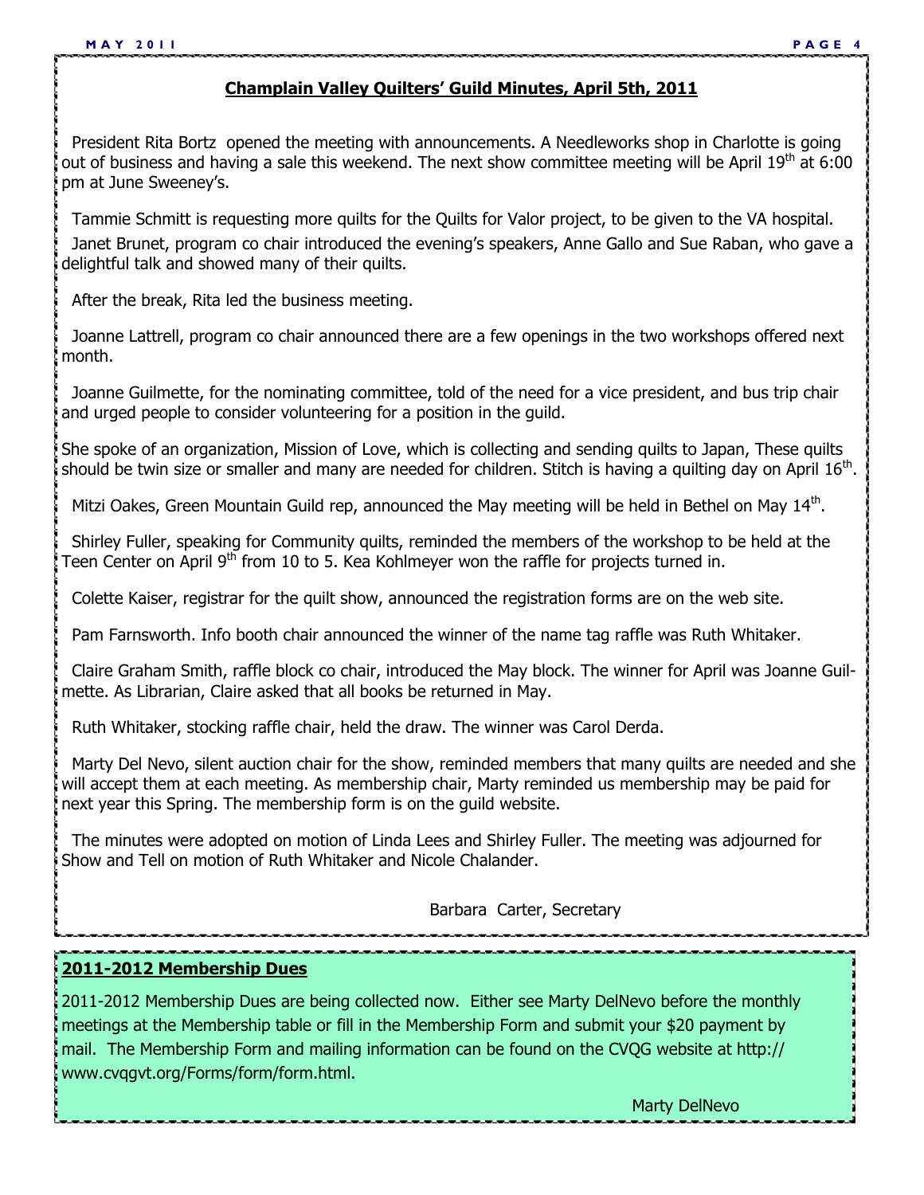## Champlain Valley Quilters' Guild Minutes, April 5th, 2011

President Rita Bortz opened the meeting with announcements. A Needleworks shop in Charlotte is going out of business and having a sale this weekend. The next show committee meeting will be April 19th at 6:00 pm at June Sweeney's.

Tammie Schmitt is requesting more quilts for the Quilts for Valor project, to be given to the VA hospital.

Janet Brunet, program co chair introduced the evening's speakers, Anne Gallo and Sue Raban, who gave a delightful talk and showed many of their quilts.

After the break, Rita led the business meeting.

Joanne Lattrell, program co chair announced there are a few openings in the two workshops offered next month.

Joanne Guilmette, for the nominating committee, told of the need for a vice president, and bus trip chair and urged people to consider volunteering for a position in the guild.

She spoke of an organization, Mission of Love, which is collecting and sending quilts to Japan, These quilts should be twin size or smaller and many are needed for children. Stitch is having a quilting day on April 16th.

Mitzi Oakes, Green Mountain Guild rep, announced the May meeting will be held in Bethel on May 14th.

Shirley Fuller, speaking for Community quilts, reminded the members of the workshop to be held at the Teen Center on April 9th from 10 to 5. Kea Kohlmeyer won the raffle for projects turned in.

Colette Kaiser, registrar for the quilt show, announced the registration forms are on the web site.

Pam Farnsworth. Info booth chair announced the winner of the name tag raffle was Ruth Whitaker.

Claire Graham Smith, raffle block co chair, introduced the May block. The winner for April was Joanne Guilmette. As Librarian, Claire asked that all books be returned in May.

Ruth Whitaker, stocking raffle chair, held the draw. The winner was Carol Derda.

Marty Del Nevo, silent auction chair for the show, reminded members that many quilts are needed and she will accept them at each meeting. As membership chair, Marty reminded us membership may be paid for next year this Spring. The membership form is on the guild website.

The minutes were adopted on motion of Linda Lees and Shirley Fuller. The meeting was adjourned for Show and Tell on motion of Ruth Whitaker and Nicole Chalander.

Barbara Carter, Secretary

## 2011-2012 Membership Dues

2011-2012 Membership Dues are being collected now. Either see Marty DelNevo before the monthly meetings at the Membership table or fill in the Membership Form and submit your $20 payment by mail. The Membership Form and mailing information can be found on the CVQG website at http://www.cvqgvt.org/Forms/form/form.html.

Marty DelNevo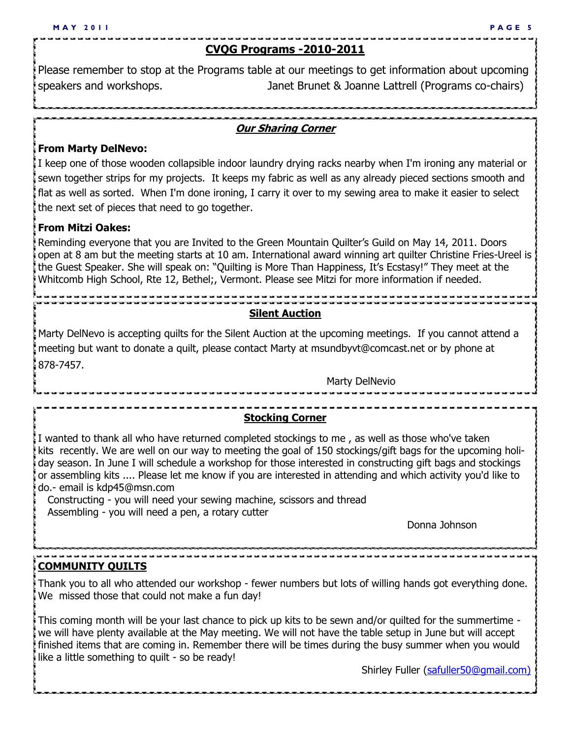## CVQG Programs -2010-2011

Please remember to stop at the Programs table at our meetings to get information about upcoming speakers and workshops. Janet Brunet & Joanne Lattrell (Programs co-chairs)

## *Our Sharing Corner*

**From Marty DelNevo:**

I keep one of those wooden collapsible indoor laundry drying racks nearby when I'm ironing any material or sewn together strips for my projects. It keeps my fabric as well as any already pieced sections smooth and flat as well as sorted. When I'm done ironing, I carry it over to my sewing area to make it easier to select the next set of pieces that need to go together.

**From Mitzi Oakes:**

Reminding everyone that you are Invited to the Green Mountain Quilter's Guild on May 14, 2011. Doors open at 8 am but the meeting starts at 10 am. International award winning art quilter Christine Fries-Ureel is the Guest Speaker. She will speak on: "Quilting is More Than Happiness, It's Ecstasy!" They meet at the Whitcomb High School, Rte 12, Bethel;, Vermont. Please see Mitzi for more information if needed.

## Silent Auction

Marty DelNevo is accepting quilts for the Silent Auction at the upcoming meetings. If you cannot attend a meeting but want to donate a quilt, please contact Marty at msundbyvt@comcast.net or by phone at 878-7457.

Marty DelNevio

## Stocking Corner

I wanted to thank all who have returned completed stockings to me , as well as those who've taken kits recently. We are well on our way to meeting the goal of 150 stockings/gift bags for the upcoming holiday season. In June I will schedule a workshop for those interested in constructing gift bags and stockings or assembling kits .... Please let me know if you are interested in attending and which activity you'd like to do.- email is kdp45@msn.com

Constructing - you will need your sewing machine, scissors and thread
Assembling - you will need a pen, a rotary cutter

Donna Johnson

## COMMUNITY QUILTS

Thank you to all who attended our workshop - fewer numbers but lots of willing hands got everything done. We missed those that could not make a fun day!

This coming month will be your last chance to pick up kits to be sewn and/or quilted for the summertime - we will have plenty available at the May meeting. We will not have the table setup in June but will accept finished items that are coming in. Remember there will be times during the busy summer when you would like a little something to quilt - so be ready!

Shirley Fuller (safuller50@gmail.com)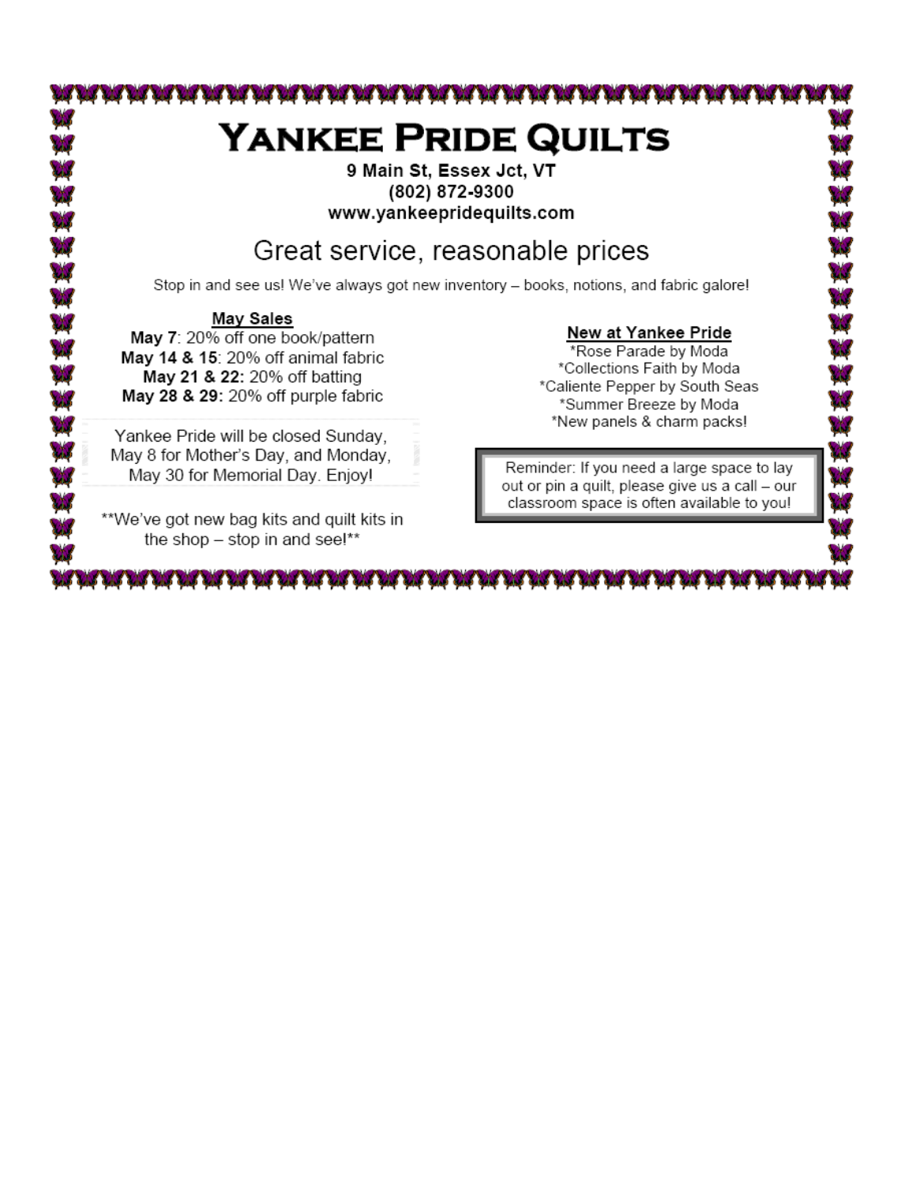# YANKEE PRIDE QUILTS

**9 Main St, Essex Jct, VT**
**(802) 872-9300**
**www.yankeepridequilts.com**

## Great service, reasonable prices

Stop in and see us! We've always got new inventory – books, notions, and fabric galore!

**May Sales**

**May 7**: 20% off one book/pattern
**May 14 & 15**: 20% off animal fabric
**May 21 & 22:** 20% off batting
**May 28 & 29:** 20% off purple fabric

Yankee Pride will be closed Sunday, May 8 for Mother's Day, and Monday, May 30 for Memorial Day. Enjoy!

**We've got new bag kits and quilt kits in the shop – stop in and see!**

**New at Yankee Pride**

*Rose Parade by Moda
*Collections Faith by Moda
*Caliente Pepper by South Seas
*Summer Breeze by Moda
*New panels & charm packs!

Reminder: If you need a large space to lay out or pin a quilt, please give us a call – our classroom space is often available to you!